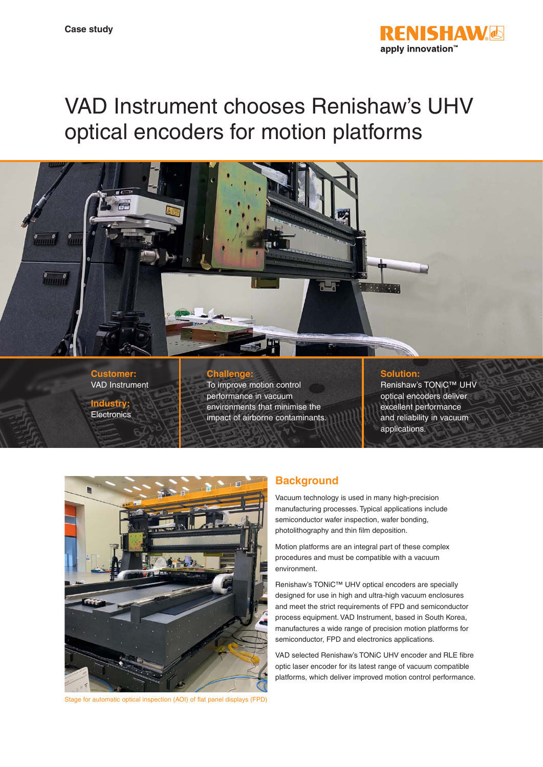Case study

# VAD Instrument chooses Renishaw's UHV optical encoders for motion platforms

**Customer:**
VAD Instrument

**Industry:**
Electronics

**Challenge:**
To improve motion control performance in vacuum environments that minimise the impact of airborne contaminants.

**Solution:**
Renishaw's TONiC™ UHV optical encoders deliver excellent performance and reliability in vacuum applications.

Stage for automatic optical inspection (AOI) of flat panel displays (FPD)

## Background

Vacuum technology is used in many high-precision manufacturing processes. Typical applications include semiconductor wafer inspection, wafer bonding, photolithography and thin film deposition.

Motion platforms are an integral part of these complex procedures and must be compatible with a vacuum environment.

Renishaw's TONiC™ UHV optical encoders are specially designed for use in high and ultra-high vacuum enclosures and meet the strict requirements of FPD and semiconductor process equipment. VAD Instrument, based in South Korea, manufactures a wide range of precision motion platforms for semiconductor, FPD and electronics applications.

VAD selected Renishaw's TONiC UHV encoder and RLE fibre optic laser encoder for its latest range of vacuum compatible platforms, which deliver improved motion control performance.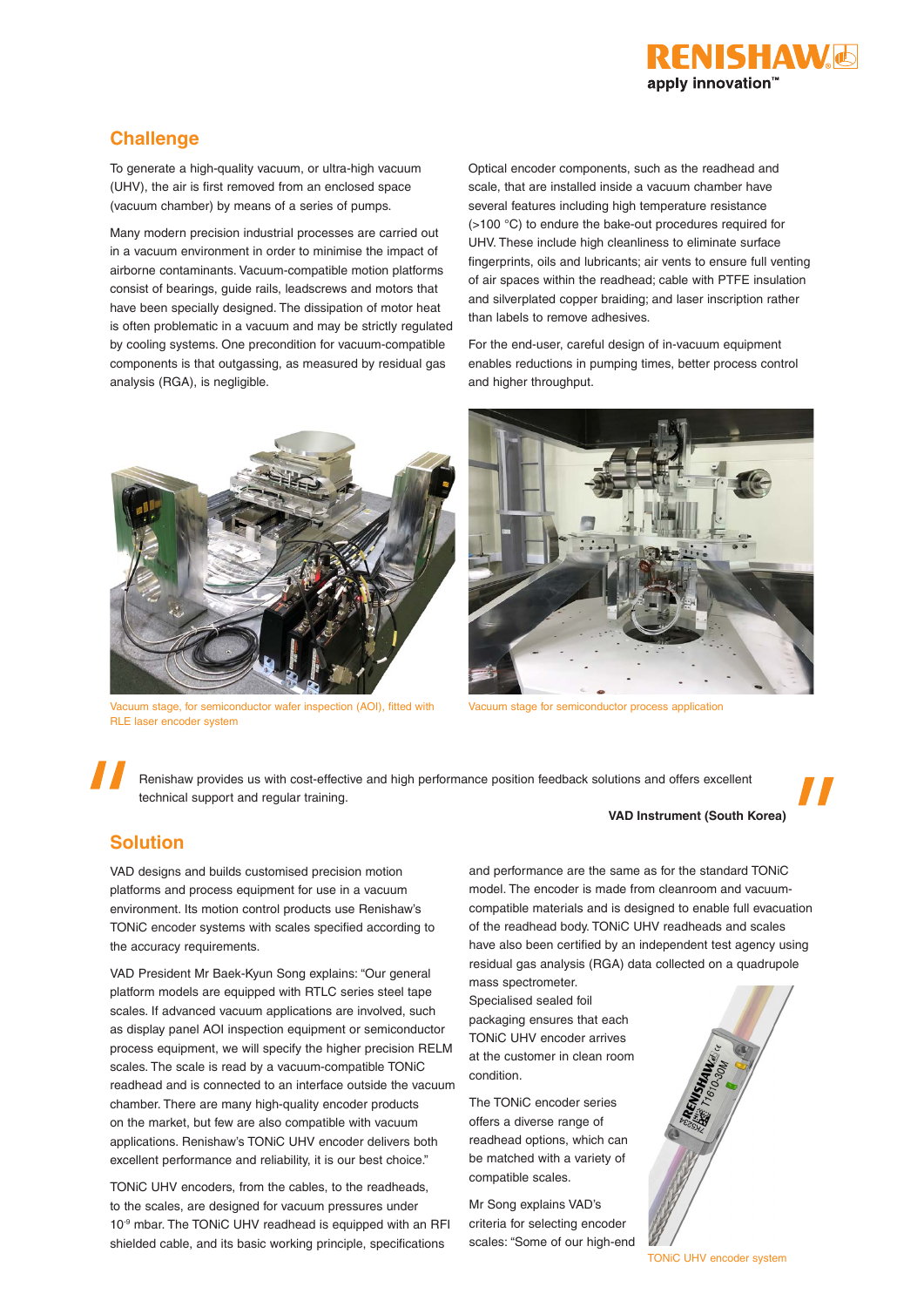## Challenge

To generate a high-quality vacuum, or ultra-high vacuum (UHV), the air is first removed from an enclosed space (vacuum chamber) by means of a series of pumps.

Many modern precision industrial processes are carried out in a vacuum environment in order to minimise the impact of airborne contaminants. Vacuum-compatible motion platforms consist of bearings, guide rails, leadscrews and motors that have been specially designed. The dissipation of motor heat is often problematic in a vacuum and may be strictly regulated by cooling systems. One precondition for vacuum-compatible components is that outgassing, as measured by residual gas analysis (RGA), is negligible.

Optical encoder components, such as the readhead and scale, that are installed inside a vacuum chamber have several features including high temperature resistance (>100 °C) to endure the bake-out procedures required for UHV. These include high cleanliness to eliminate surface fingerprints, oils and lubricants; air vents to ensure full venting of air spaces within the readhead; cable with PTFE insulation and silverplated copper braiding; and laser inscription rather than labels to remove adhesives.

For the end-user, careful design of in-vacuum equipment enables reductions in pumping times, better process control and higher throughput.

Vacuum stage, for semiconductor wafer inspection (AOI), fitted with RLE laser encoder system

Vacuum stage for semiconductor process application

> "Renishaw provides us with cost-effective and high performance position feedback solutions and offers excellent technical support and regular training."
>
> **VAD Instrument (South Korea)**

## Solution

VAD designs and builds customised precision motion platforms and process equipment for use in a vacuum environment. Its motion control products use Renishaw's TONiC encoder systems with scales specified according to the accuracy requirements.

VAD President Mr Baek-Kyun Song explains: "Our general platform models are equipped with RTLC series steel tape scales. If advanced vacuum applications are involved, such as display panel AOI inspection equipment or semiconductor process equipment, we will specify the higher precision RELM scales. The scale is read by a vacuum-compatible TONiC readhead and is connected to an interface outside the vacuum chamber. There are many high-quality encoder products on the market, but few are also compatible with vacuum applications. Renishaw's TONiC UHV encoder delivers both excellent performance and reliability, it is our best choice."

TONiC UHV encoders, from the cables, to the readheads, to the scales, are designed for vacuum pressures under $10^{-9}$ mbar. The TONiC UHV readhead is equipped with an RFI shielded cable, and its basic working principle, specifications and performance are the same as for the standard TONiC model. The encoder is made from cleanroom and vacuum-compatible materials and is designed to enable full evacuation of the readhead body. TONiC UHV readheads and scales have also been certified by an independent test agency using residual gas analysis (RGA) data collected on a quadrupole mass spectrometer.

Specialised sealed foil packaging ensures that each TONiC UHV encoder arrives at the customer in clean room condition.

The TONiC encoder series offers a diverse range of readhead options, which can be matched with a variety of compatible scales.

Mr Song explains VAD's criteria for selecting encoder scales: "Some of our high-end

TONiC UHV encoder system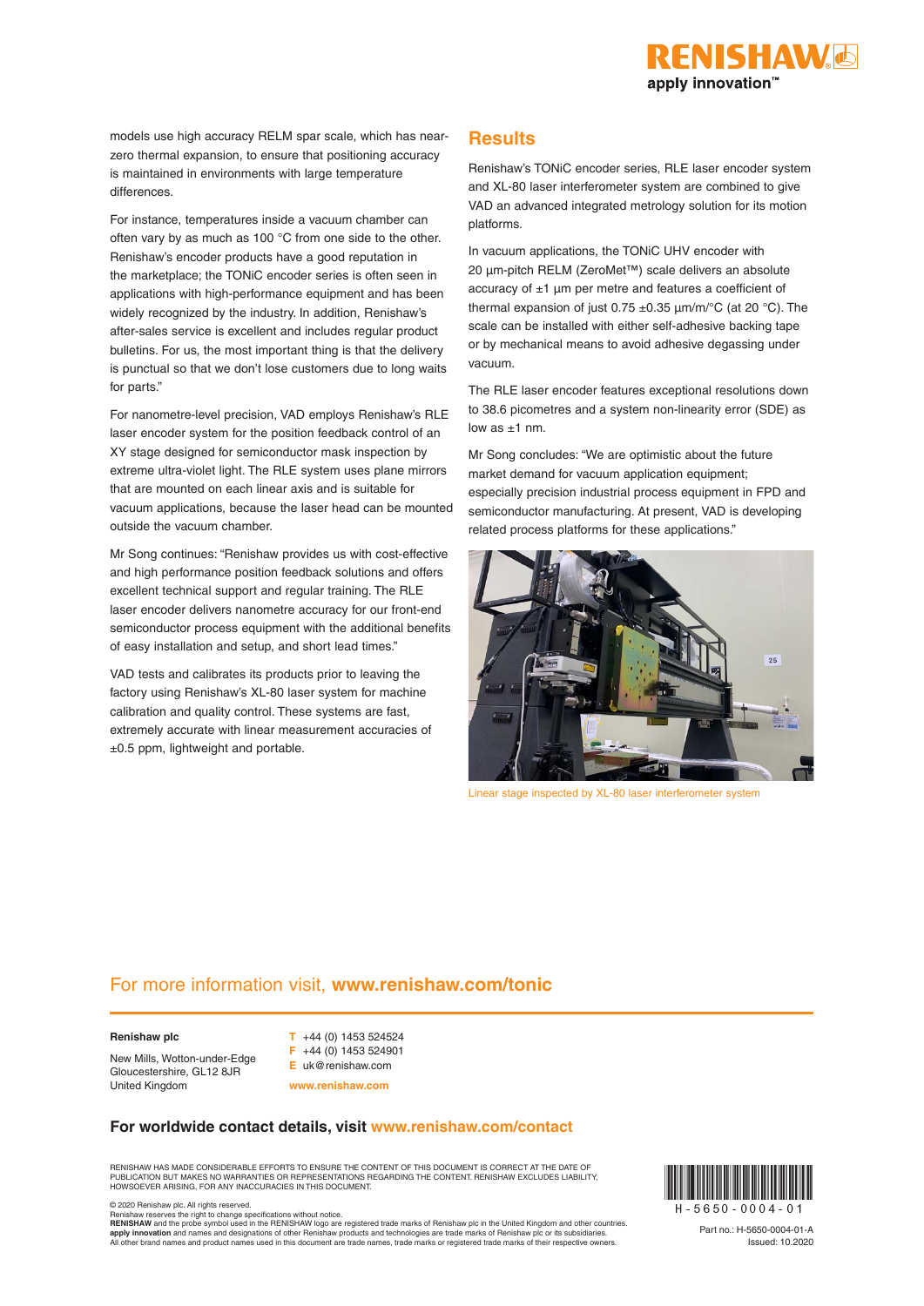models use high accuracy RELM spar scale, which has near-zero thermal expansion, to ensure that positioning accuracy is maintained in environments with large temperature differences.

For instance, temperatures inside a vacuum chamber can often vary by as much as 100 °C from one side to the other. Renishaw's encoder products have a good reputation in the marketplace; the TONiC encoder series is often seen in applications with high-performance equipment and has been widely recognized by the industry. In addition, Renishaw's after-sales service is excellent and includes regular product bulletins. For us, the most important thing is that the delivery is punctual so that we don't lose customers due to long waits for parts."

For nanometre-level precision, VAD employs Renishaw's RLE laser encoder system for the position feedback control of an XY stage designed for semiconductor mask inspection by extreme ultra-violet light. The RLE system uses plane mirrors that are mounted on each linear axis and is suitable for vacuum applications, because the laser head can be mounted outside the vacuum chamber.

Mr Song continues: "Renishaw provides us with cost-effective and high performance position feedback solutions and offers excellent technical support and regular training. The RLE laser encoder delivers nanometre accuracy for our front-end semiconductor process equipment with the additional benefits of easy installation and setup, and short lead times."

VAD tests and calibrates its products prior to leaving the factory using Renishaw's XL-80 laser system for machine calibration and quality control. These systems are fast, extremely accurate with linear measurement accuracies of ±0.5 ppm, lightweight and portable.

## Results

Renishaw's TONiC encoder series, RLE laser encoder system and XL-80 laser interferometer system are combined to give VAD an advanced integrated metrology solution for its motion platforms.

In vacuum applications, the TONiC UHV encoder with 20 µm-pitch RELM (ZeroMet™) scale delivers an absolute accuracy of ±1 µm per metre and features a coefficient of thermal expansion of just 0.75 ±0.35 µm/m/°C (at 20 °C). The scale can be installed with either self-adhesive backing tape or by mechanical means to avoid adhesive degassing under vacuum.

The RLE laser encoder features exceptional resolutions down to 38.6 picometres and a system non-linearity error (SDE) as low as ±1 nm.

Mr Song concludes: "We are optimistic about the future market demand for vacuum application equipment; especially precision industrial process equipment in FPD and semiconductor manufacturing. At present, VAD is developing related process platforms for these applications."

Linear stage inspected by XL-80 laser interferometer system

For more information visit, **www.renishaw.com/tonic**

**Renishaw plc**

New Mills, Wotton-under-Edge
Gloucestershire, GL12 8JR
United Kingdom

**T** +44 (0) 1453 524524
**F** +44 (0) 1453 524901
**E** uk@renishaw.com

www.renishaw.com

**For worldwide contact details, visit www.renishaw.com/contact**

RENISHAW HAS MADE CONSIDERABLE EFFORTS TO ENSURE THE CONTENT OF THIS DOCUMENT IS CORRECT AT THE DATE OF PUBLICATION BUT MAKES NO WARRANTIES OR REPRESENTATIONS REGARDING THE CONTENT. RENISHAW EXCLUDES LIABILITY, HOWSOEVER ARISING, FOR ANY INACCURACIES IN THIS DOCUMENT.

© 2020 Renishaw plc. All rights reserved.
Renishaw reserves the right to change specifications without notice.
**RENISHAW** and the probe symbol used in the RENISHAW logo are registered trade marks of Renishaw plc in the United Kingdom and other countries. **apply innovation** and names and designations of other Renishaw products and technologies are trade marks of Renishaw plc or its subsidiaries.
All other brand names and product names used in this document are trade names, trade marks or registered trade marks of their respective owners.

H-5650-0004-01

Part no.: H-5650-0004-01-A
Issued: 10.2020